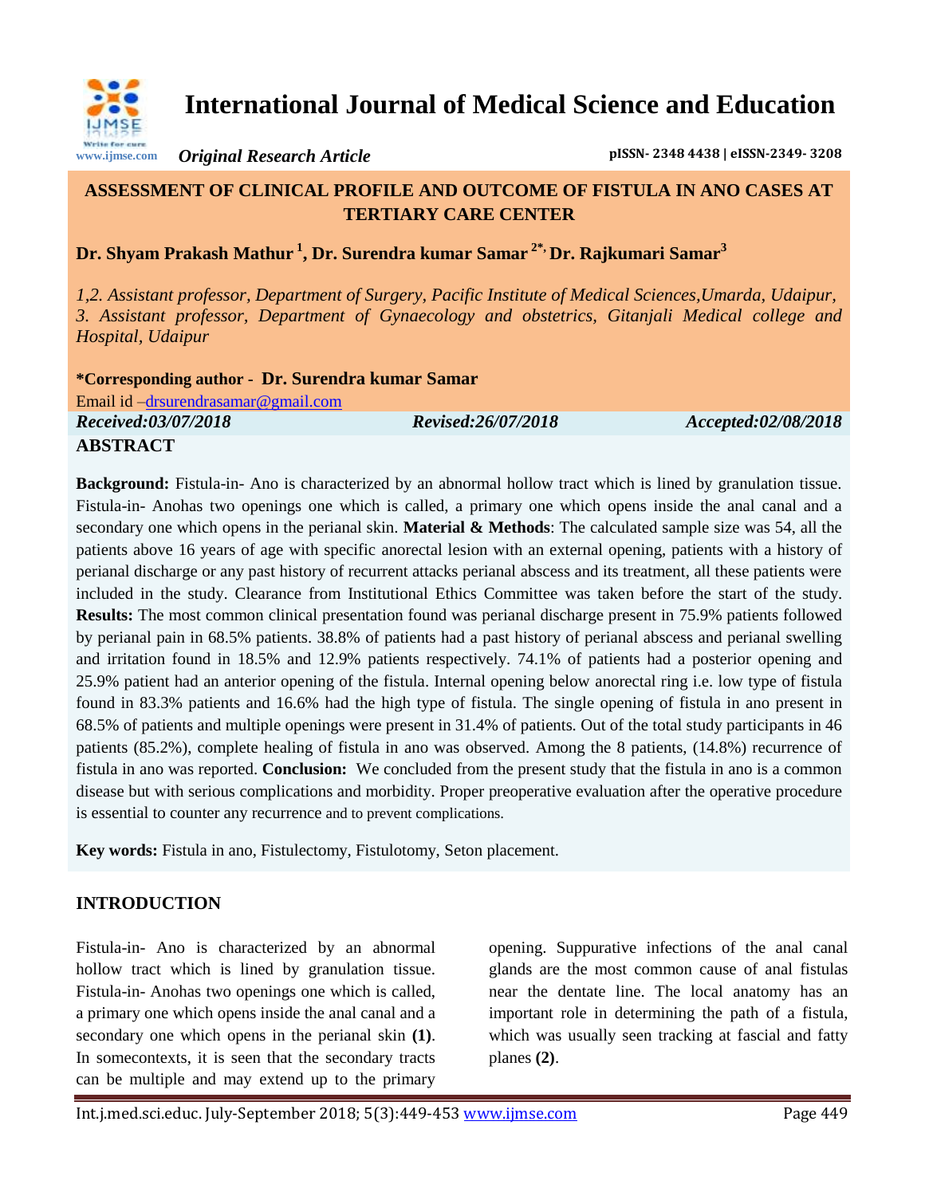# International Journal of Medical Science and Education

*Original Research Article* pISSN- 2348 4438 | eISSN-2349- 3208

## ASSESSMENT OF CLINICAL PROFILE AND OUTCOME OF FISTULA IN ANO CASES AT TERTIARY CARE CENTER

**Dr. Shyam Prakash Mathur [1], Dr. Surendra kumar Samar [2*], Dr. Rajkumari Samar[3]**

*1,2. Assistant professor, Department of Surgery, Pacific Institute of Medical Sciences,Umarda, Udaipur, 3. Assistant professor, Department of Gynaecology and obstetrics, Gitanjali Medical college and Hospital, Udaipur*

**\*Corresponding author - Dr. Surendra kumar Samar**

Email id –drsurendrasamar@gmail.com

*Received:03/07/2018* *Revised:26/07/2018* *Accepted:02/08/2018*

## ABSTRACT

**Background:** Fistula-in- Ano is characterized by an abnormal hollow tract which is lined by granulation tissue. Fistula-in- Anohas two openings one which is called, a primary one which opens inside the anal canal and a secondary one which opens in the perianal skin. **Material & Methods**: The calculated sample size was 54, all the patients above 16 years of age with specific anorectal lesion with an external opening, patients with a history of perianal discharge or any past history of recurrent attacks perianal abscess and its treatment, all these patients were included in the study. Clearance from Institutional Ethics Committee was taken before the start of the study. **Results:** The most common clinical presentation found was perianal discharge present in 75.9% patients followed by perianal pain in 68.5% patients. 38.8% of patients had a past history of perianal abscess and perianal swelling and irritation found in 18.5% and 12.9% patients respectively. 74.1% of patients had a posterior opening and 25.9% patient had an anterior opening of the fistula. Internal opening below anorectal ring i.e. low type of fistula found in 83.3% patients and 16.6% had the high type of fistula. The single opening of fistula in ano present in 68.5% of patients and multiple openings were present in 31.4% of patients. Out of the total study participants in 46 patients (85.2%), complete healing of fistula in ano was observed. Among the 8 patients, (14.8%) recurrence of fistula in ano was reported. **Conclusion:** We concluded from the present study that the fistula in ano is a common disease but with serious complications and morbidity. Proper preoperative evaluation after the operative procedure is essential to counter any recurrence and to prevent complications.

**Key words:** Fistula in ano, Fistulectomy, Fistulotomy, Seton placement.

## INTRODUCTION

Fistula-in- Ano is characterized by an abnormal hollow tract which is lined by granulation tissue. Fistula-in- Anohas two openings one which is called, a primary one which opens inside the anal canal and a secondary one which opens in the perianal skin **(1)**. In somecontexts, it is seen that the secondary tracts can be multiple and may extend up to the primary opening. Suppurative infections of the anal canal glands are the most common cause of anal fistulas near the dentate line. The local anatomy has an important role in determining the path of a fistula, which was usually seen tracking at fascial and fatty planes **(2)**.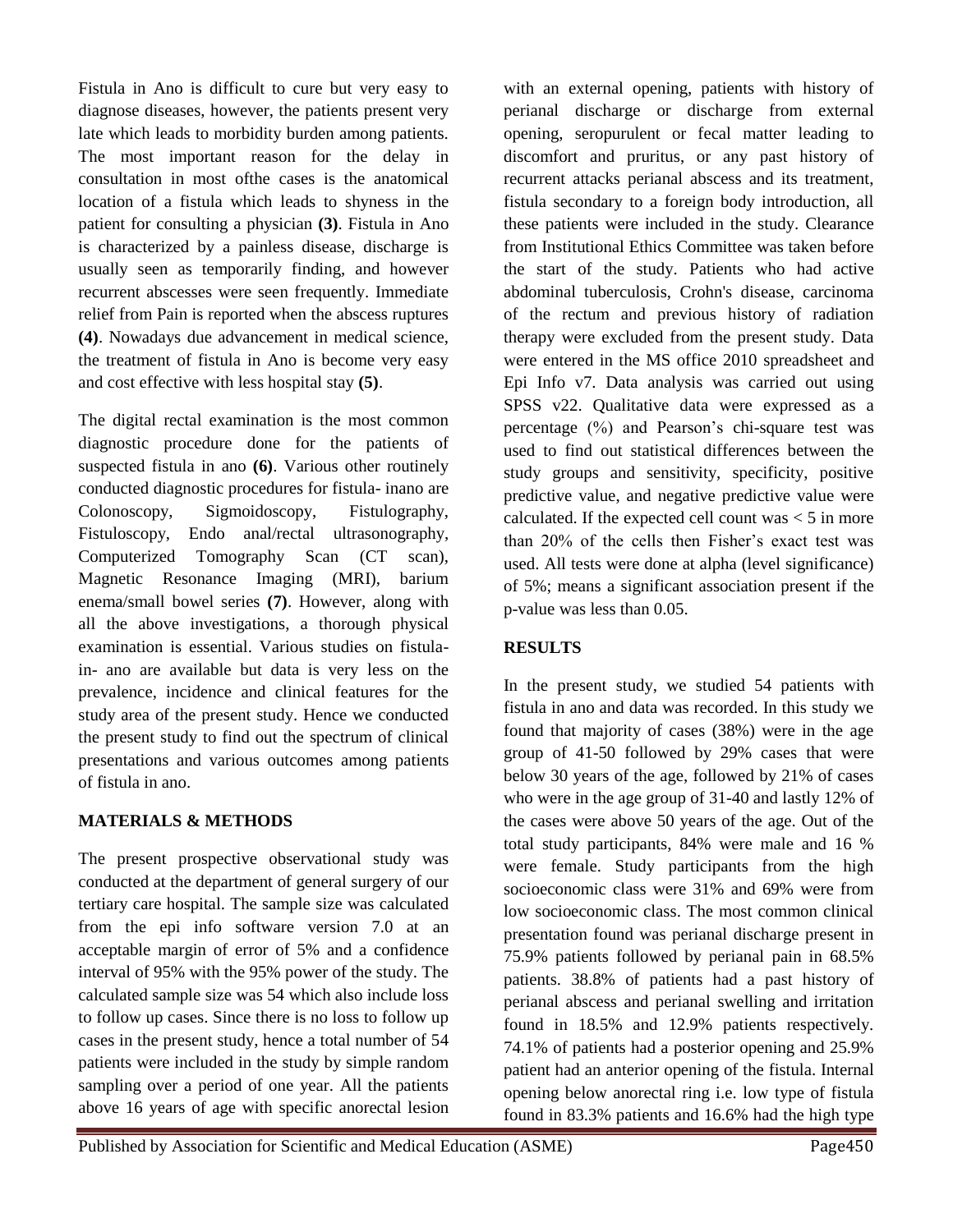Fistula in Ano is difficult to cure but very easy to diagnose diseases, however, the patients present very late which leads to morbidity burden among patients. The most important reason for the delay in consultation in most ofthe cases is the anatomical location of a fistula which leads to shyness in the patient for consulting a physician **(3)**. Fistula in Ano is characterized by a painless disease, discharge is usually seen as temporarily finding, and however recurrent abscesses were seen frequently. Immediate relief from Pain is reported when the abscess ruptures **(4)**. Nowadays due advancement in medical science, the treatment of fistula in Ano is become very easy and cost effective with less hospital stay **(5)**.

The digital rectal examination is the most common diagnostic procedure done for the patients of suspected fistula in ano **(6)**. Various other routinely conducted diagnostic procedures for fistula- inano are Colonoscopy, Sigmoidoscopy, Fistulography, Fistuloscopy, Endo anal/rectal ultrasonography, Computerized Tomography Scan (CT scan), Magnetic Resonance Imaging (MRI), barium enema/small bowel series **(7)**. However, along with all the above investigations, a thorough physical examination is essential. Various studies on fistula-in- ano are available but data is very less on the prevalence, incidence and clinical features for the study area of the present study. Hence we conducted the present study to find out the spectrum of clinical presentations and various outcomes among patients of fistula in ano.

## MATERIALS & METHODS

The present prospective observational study was conducted at the department of general surgery of our tertiary care hospital. The sample size was calculated from the epi info software version 7.0 at an acceptable margin of error of 5% and a confidence interval of 95% with the 95% power of the study. The calculated sample size was 54 which also include loss to follow up cases. Since there is no loss to follow up cases in the present study, hence a total number of 54 patients were included in the study by simple random sampling over a period of one year. All the patients above 16 years of age with specific anorectal lesion with an external opening, patients with history of perianal discharge or discharge from external opening, seropurulent or fecal matter leading to discomfort and pruritus, or any past history of recurrent attacks perianal abscess and its treatment, fistula secondary to a foreign body introduction, all these patients were included in the study. Clearance from Institutional Ethics Committee was taken before the start of the study. Patients who had active abdominal tuberculosis, Crohn's disease, carcinoma of the rectum and previous history of radiation therapy were excluded from the present study. Data were entered in the MS office 2010 spreadsheet and Epi Info v7. Data analysis was carried out using SPSS v22. Qualitative data were expressed as a percentage (%) and Pearson's chi-square test was used to find out statistical differences between the study groups and sensitivity, specificity, positive predictive value, and negative predictive value were calculated. If the expected cell count was $< 5$ in more than 20% of the cells then Fisher's exact test was used. All tests were done at alpha (level significance) of 5%; means a significant association present if the p-value was less than 0.05.

## RESULTS

In the present study, we studied 54 patients with fistula in ano and data was recorded. In this study we found that majority of cases (38%) were in the age group of 41-50 followed by 29% cases that were below 30 years of the age, followed by 21% of cases who were in the age group of 31-40 and lastly 12% of the cases were above 50 years of the age. Out of the total study participants, 84% were male and 16 % were female. Study participants from the high socioeconomic class were 31% and 69% were from low socioeconomic class. The most common clinical presentation found was perianal discharge present in 75.9% patients followed by perianal pain in 68.5% patients. 38.8% of patients had a past history of perianal abscess and perianal swelling and irritation found in 18.5% and 12.9% patients respectively. 74.1% of patients had a posterior opening and 25.9% patient had an anterior opening of the fistula. Internal opening below anorectal ring i.e. low type of fistula found in 83.3% patients and 16.6% had the high type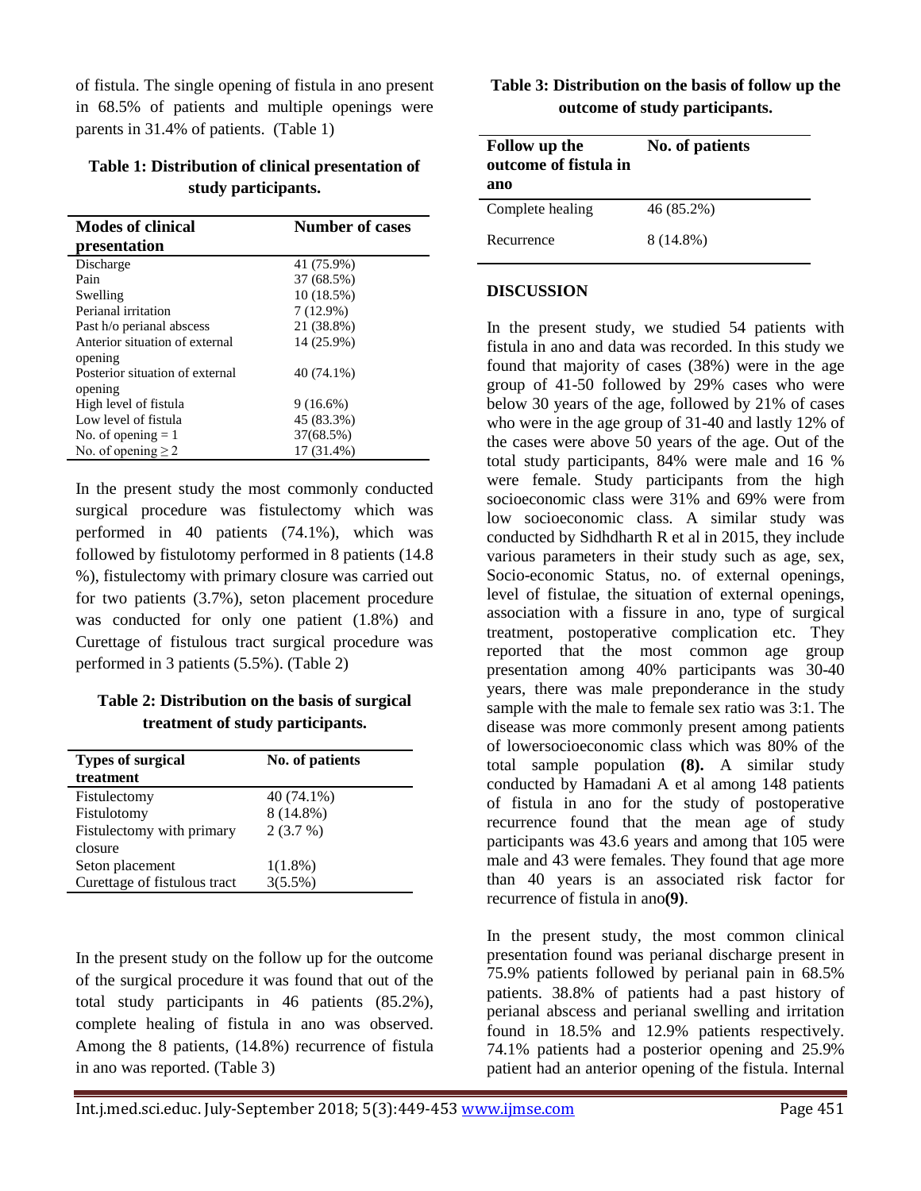of fistula. The single opening of fistula in ano present in 68.5% of patients and multiple openings were parents in 31.4% of patients. (Table 1)

**Table 1: Distribution of clinical presentation of study participants.**

| Modes of clinical presentation | Number of cases |
|---|---|
| Discharge | 41 (75.9%) |
| Pain | 37 (68.5%) |
| Swelling | 10 (18.5%) |
| Perianal irritation | 7 (12.9%) |
| Past h/o perianal abscess | 21 (38.8%) |
| Anterior situation of external opening | 14 (25.9%) |
| Posterior situation of external opening | 40 (74.1%) |
| High level of fistula | 9 (16.6%) |
| Low level of fistula | 45 (83.3%) |
| No. of opening = 1 | 37(68.5%) |
| No. of opening ≥ 2 | 17 (31.4%) |

In the present study the most commonly conducted surgical procedure was fistulectomy which was performed in 40 patients (74.1%), which was followed by fistulotomy performed in 8 patients (14.8 %), fistulectomy with primary closure was carried out for two patients (3.7%), seton placement procedure was conducted for only one patient (1.8%) and Curettage of fistulous tract surgical procedure was performed in 3 patients (5.5%). (Table 2)

**Table 2: Distribution on the basis of surgical treatment of study participants.**

| Types of surgical treatment | No. of patients |
|---|---|
| Fistulectomy | 40 (74.1%) |
| Fistulotomy | 8 (14.8%) |
| Fistulectomy with primary closure | 2 (3.7 %) |
| Seton placement | 1(1.8%) |
| Curettage of fistulous tract | 3(5.5%) |

In the present study on the follow up for the outcome of the surgical procedure it was found that out of the total study participants in 46 patients (85.2%), complete healing of fistula in ano was observed. Among the 8 patients, (14.8%) recurrence of fistula in ano was reported. (Table 3)

**Table 3: Distribution on the basis of follow up the outcome of study participants.**

| Follow up the outcome of fistula in ano | No. of patients |
|---|---|
| Complete healing | 46 (85.2%) |
| Recurrence | 8 (14.8%) |

## DISCUSSION

In the present study, we studied 54 patients with fistula in ano and data was recorded. In this study we found that majority of cases (38%) were in the age group of 41-50 followed by 29% cases who were below 30 years of the age, followed by 21% of cases who were in the age group of 31-40 and lastly 12% of the cases were above 50 years of the age. Out of the total study participants, 84% were male and 16 % were female. Study participants from the high socioeconomic class were 31% and 69% were from low socioeconomic class. A similar study was conducted by Sidhdharth R et al in 2015, they include various parameters in their study such as age, sex, Socio-economic Status, no. of external openings, level of fistulae, the situation of external openings, association with a fissure in ano, type of surgical treatment, postoperative complication etc. They reported that the most common age group presentation among 40% participants was 30-40 years, there was male preponderance in the study sample with the male to female sex ratio was 3:1. The disease was more commonly present among patients of lowersocioeconomic class which was 80% of the total sample population **(8).** A similar study conducted by Hamadani A et al among 148 patients of fistula in ano for the study of postoperative recurrence found that the mean age of study participants was 43.6 years and among that 105 were male and 43 were females. They found that age more than 40 years is an associated risk factor for recurrence of fistula in ano**(9)**.

In the present study, the most common clinical presentation found was perianal discharge present in 75.9% patients followed by perianal pain in 68.5% patients. 38.8% of patients had a past history of perianal abscess and perianal swelling and irritation found in 18.5% and 12.9% patients respectively. 74.1% patients had a posterior opening and 25.9% patient had an anterior opening of the fistula. Internal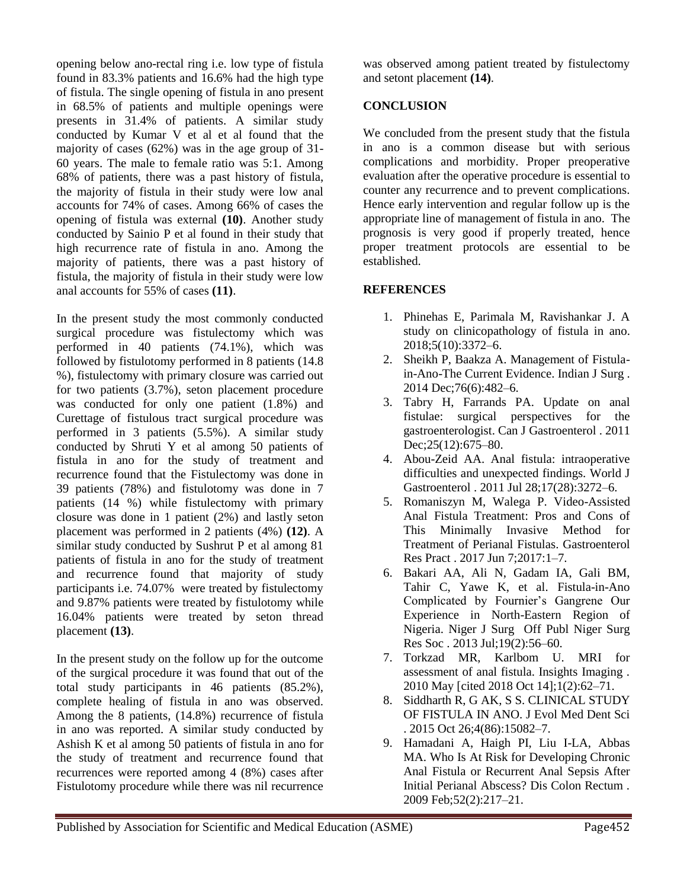opening below ano-rectal ring i.e. low type of fistula found in 83.3% patients and 16.6% had the high type of fistula. The single opening of fistula in ano present in 68.5% of patients and multiple openings were presents in 31.4% of patients. A similar study conducted by Kumar V et al et al found that the majority of cases (62%) was in the age group of 31-60 years. The male to female ratio was 5:1. Among 68% of patients, there was a past history of fistula, the majority of fistula in their study were low anal accounts for 74% of cases. Among 66% of cases the opening of fistula was external **(10)**. Another study conducted by Sainio P et al found in their study that high recurrence rate of fistula in ano. Among the majority of patients, there was a past history of fistula, the majority of fistula in their study were low anal accounts for 55% of cases **(11)**.

In the present study the most commonly conducted surgical procedure was fistulectomy which was performed in 40 patients (74.1%), which was followed by fistulotomy performed in 8 patients (14.8 %), fistulectomy with primary closure was carried out for two patients (3.7%), seton placement procedure was conducted for only one patient (1.8%) and Curettage of fistulous tract surgical procedure was performed in 3 patients (5.5%). A similar study conducted by Shruti Y et al among 50 patients of fistula in ano for the study of treatment and recurrence found that the Fistulectomy was done in 39 patients (78%) and fistulotomy was done in 7 patients (14 %) while fistulectomy with primary closure was done in 1 patient (2%) and lastly seton placement was performed in 2 patients (4%) **(12)**. A similar study conducted by Sushrut P et al among 81 patients of fistula in ano for the study of treatment and recurrence found that majority of study participants i.e. 74.07% were treated by fistulectomy and 9.87% patients were treated by fistulotomy while 16.04% patients were treated by seton thread placement **(13)**.

In the present study on the follow up for the outcome of the surgical procedure it was found that out of the total study participants in 46 patients (85.2%), complete healing of fistula in ano was observed. Among the 8 patients, (14.8%) recurrence of fistula in ano was reported. A similar study conducted by Ashish K et al among 50 patients of fistula in ano for the study of treatment and recurrence found that recurrences were reported among 4 (8%) cases after Fistulotomy procedure while there was nil recurrence was observed among patient treated by fistulectomy and setont placement **(14)**.

## CONCLUSION

We concluded from the present study that the fistula in ano is a common disease but with serious complications and morbidity. Proper preoperative evaluation after the operative procedure is essential to counter any recurrence and to prevent complications. Hence early intervention and regular follow up is the appropriate line of management of fistula in ano. The prognosis is very good if properly treated, hence proper treatment protocols are essential to be established.

## REFERENCES

1. Phinehas E, Parimala M, Ravishankar J. A study on clinicopathology of fistula in ano. 2018;5(10):3372–6.
2. Sheikh P, Baakza A. Management of Fistula-in-Ano-The Current Evidence. Indian J Surg . 2014 Dec;76(6):482–6.
3. Tabry H, Farrands PA. Update on anal fistulae: surgical perspectives for the gastroenterologist. Can J Gastroenterol . 2011 Dec;25(12):675–80.
4. Abou-Zeid AA. Anal fistula: intraoperative difficulties and unexpected findings. World J Gastroenterol . 2011 Jul 28;17(28):3272–6.
5. Romaniszyn M, Walega P. Video-Assisted Anal Fistula Treatment: Pros and Cons of This Minimally Invasive Method for Treatment of Perianal Fistulas. Gastroenterol Res Pract . 2017 Jun 7;2017:1–7.
6. Bakari AA, Ali N, Gadam IA, Gali BM, Tahir C, Yawe K, et al. Fistula-in-Ano Complicated by Fournier's Gangrene Our Experience in North-Eastern Region of Nigeria. Niger J Surg Off Publ Niger Surg Res Soc . 2013 Jul;19(2):56–60.
7. Torkzad MR, Karlbom U. MRI for assessment of anal fistula. Insights Imaging . 2010 May [cited 2018 Oct 14];1(2):62–71.
8. Siddharth R, G AK, S S. CLINICAL STUDY OF FISTULA IN ANO. J Evol Med Dent Sci . 2015 Oct 26;4(86):15082–7.
9. Hamadani A, Haigh PI, Liu I-LA, Abbas MA. Who Is At Risk for Developing Chronic Anal Fistula or Recurrent Anal Sepsis After Initial Perianal Abscess? Dis Colon Rectum . 2009 Feb;52(2):217–21.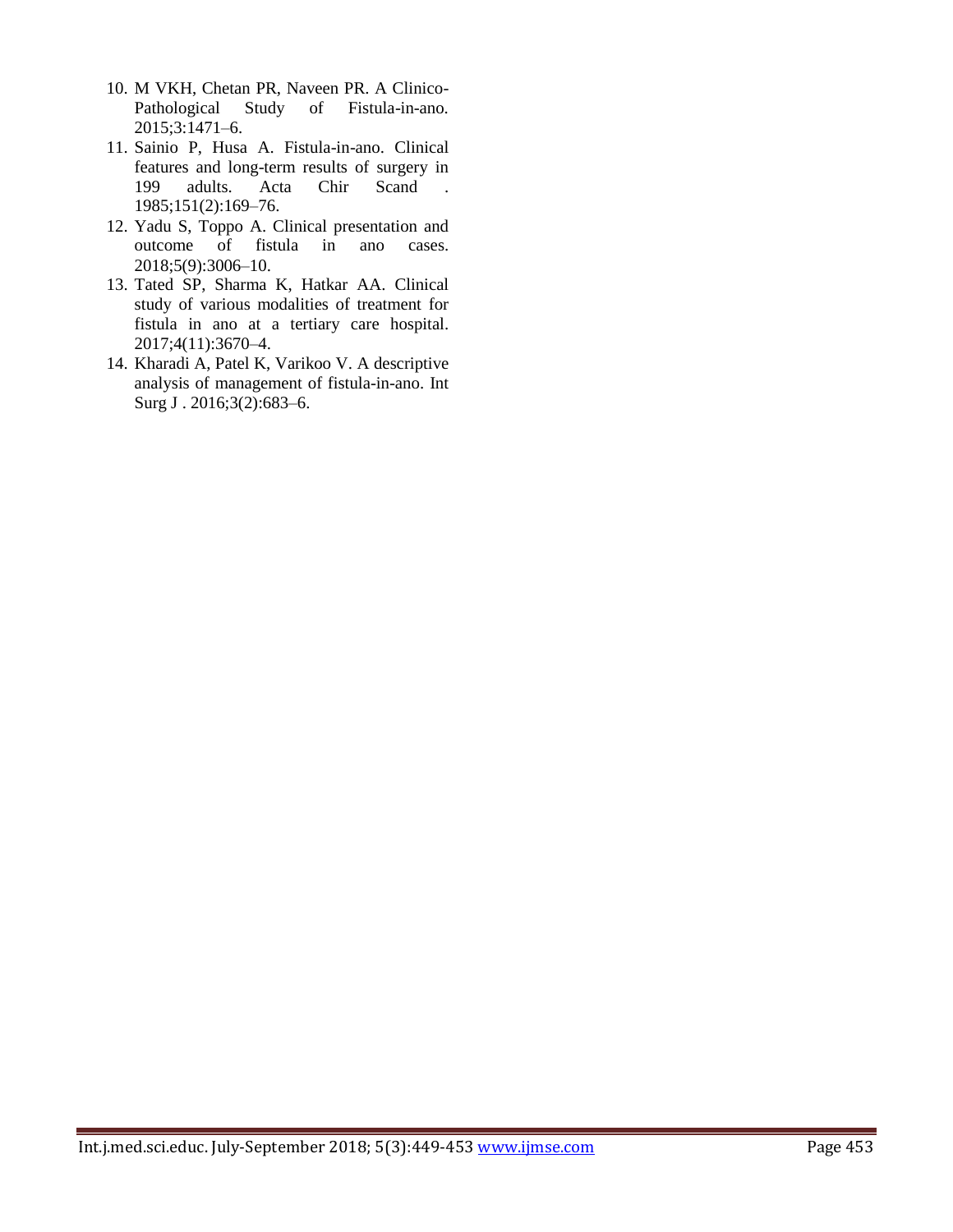10. M VKH, Chetan PR, Naveen PR. A Clinico-Pathological Study of Fistula-in-ano. 2015;3:1471–6.
11. Sainio P, Husa A. Fistula-in-ano. Clinical features and long-term results of surgery in 199 adults. Acta Chir Scand . 1985;151(2):169–76.
12. Yadu S, Toppo A. Clinical presentation and outcome of fistula in ano cases. 2018;5(9):3006–10.
13. Tated SP, Sharma K, Hatkar AA. Clinical study of various modalities of treatment for fistula in ano at a tertiary care hospital. 2017;4(11):3670–4.
14. Kharadi A, Patel K, Varikoo V. A descriptive analysis of management of fistula-in-ano. Int Surg J . 2016;3(2):683–6.